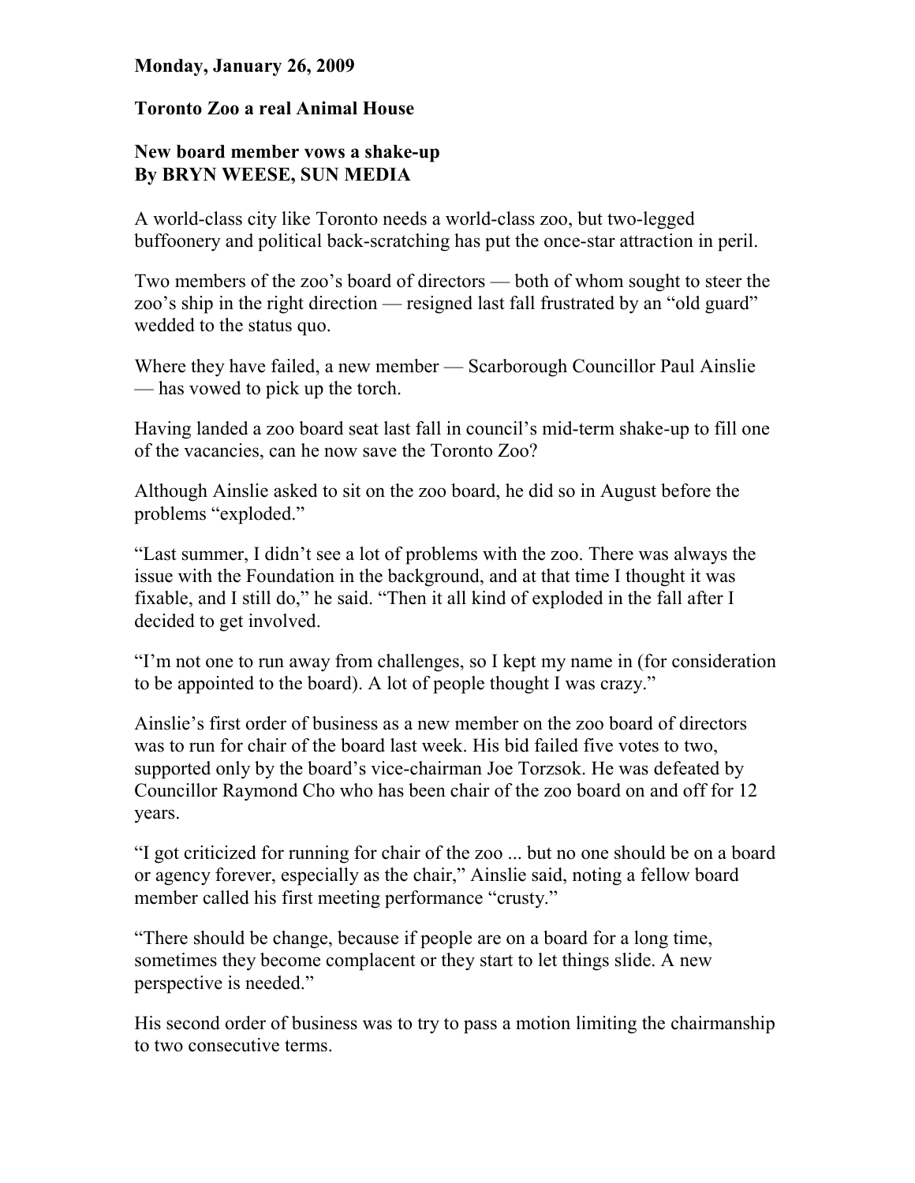**Monday, January 26, 2009**

# Toronto Zoo a real Animal House

## New board member vows a shake-up

**By BRYN WEESE, SUN MEDIA**

A world-class city like Toronto needs a world-class zoo, but two-legged buffoonery and political back-scratching has put the once-star attraction in peril.

Two members of the zoo's board of directors — both of whom sought to steer the zoo's ship in the right direction — resigned last fall frustrated by an "old guard" wedded to the status quo.

Where they have failed, a new member — Scarborough Councillor Paul Ainslie — has vowed to pick up the torch.

Having landed a zoo board seat last fall in council's mid-term shake-up to fill one of the vacancies, can he now save the Toronto Zoo?

Although Ainslie asked to sit on the zoo board, he did so in August before the problems "exploded."

"Last summer, I didn't see a lot of problems with the zoo. There was always the issue with the Foundation in the background, and at that time I thought it was fixable, and I still do," he said. "Then it all kind of exploded in the fall after I decided to get involved.

"I'm not one to run away from challenges, so I kept my name in (for consideration to be appointed to the board). A lot of people thought I was crazy."

Ainslie's first order of business as a new member on the zoo board of directors was to run for chair of the board last week. His bid failed five votes to two, supported only by the board's vice-chairman Joe Torzsok. He was defeated by Councillor Raymond Cho who has been chair of the zoo board on and off for 12 years.

"I got criticized for running for chair of the zoo ... but no one should be on a board or agency forever, especially as the chair," Ainslie said, noting a fellow board member called his first meeting performance "crusty."

"There should be change, because if people are on a board for a long time, sometimes they become complacent or they start to let things slide. A new perspective is needed."

His second order of business was to try to pass a motion limiting the chairmanship to two consecutive terms.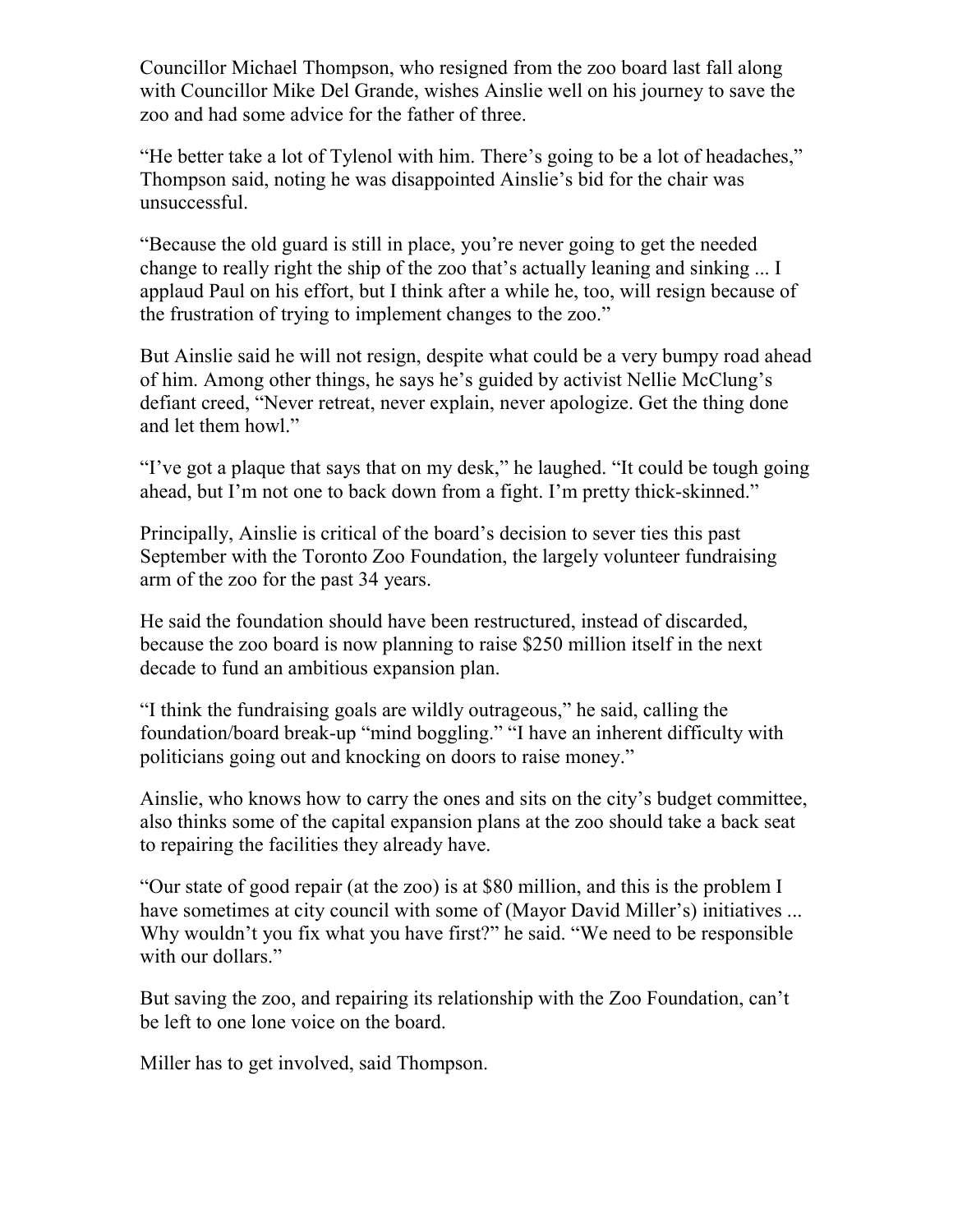Councillor Michael Thompson, who resigned from the zoo board last fall along with Councillor Mike Del Grande, wishes Ainslie well on his journey to save the zoo and had some advice for the father of three.

"He better take a lot of Tylenol with him. There's going to be a lot of headaches," Thompson said, noting he was disappointed Ainslie's bid for the chair was unsuccessful.

"Because the old guard is still in place, you're never going to get the needed change to really right the ship of the zoo that's actually leaning and sinking ... I applaud Paul on his effort, but I think after a while he, too, will resign because of the frustration of trying to implement changes to the zoo."

But Ainslie said he will not resign, despite what could be a very bumpy road ahead of him. Among other things, he says he's guided by activist Nellie McClung's defiant creed, "Never retreat, never explain, never apologize. Get the thing done and let them howl."

"I've got a plaque that says that on my desk," he laughed. "It could be tough going ahead, but I'm not one to back down from a fight. I'm pretty thick-skinned."

Principally, Ainslie is critical of the board's decision to sever ties this past September with the Toronto Zoo Foundation, the largely volunteer fundraising arm of the zoo for the past 34 years.

He said the foundation should have been restructured, instead of discarded, because the zoo board is now planning to raise $250 million itself in the next decade to fund an ambitious expansion plan.

"I think the fundraising goals are wildly outrageous," he said, calling the foundation/board break-up "mind boggling." "I have an inherent difficulty with politicians going out and knocking on doors to raise money."

Ainslie, who knows how to carry the ones and sits on the city's budget committee, also thinks some of the capital expansion plans at the zoo should take a back seat to repairing the facilities they already have.

"Our state of good repair (at the zoo) is at $80 million, and this is the problem I have sometimes at city council with some of (Mayor David Miller's) initiatives ... Why wouldn't you fix what you have first?" he said. "We need to be responsible with our dollars."

But saving the zoo, and repairing its relationship with the Zoo Foundation, can't be left to one lone voice on the board.

Miller has to get involved, said Thompson.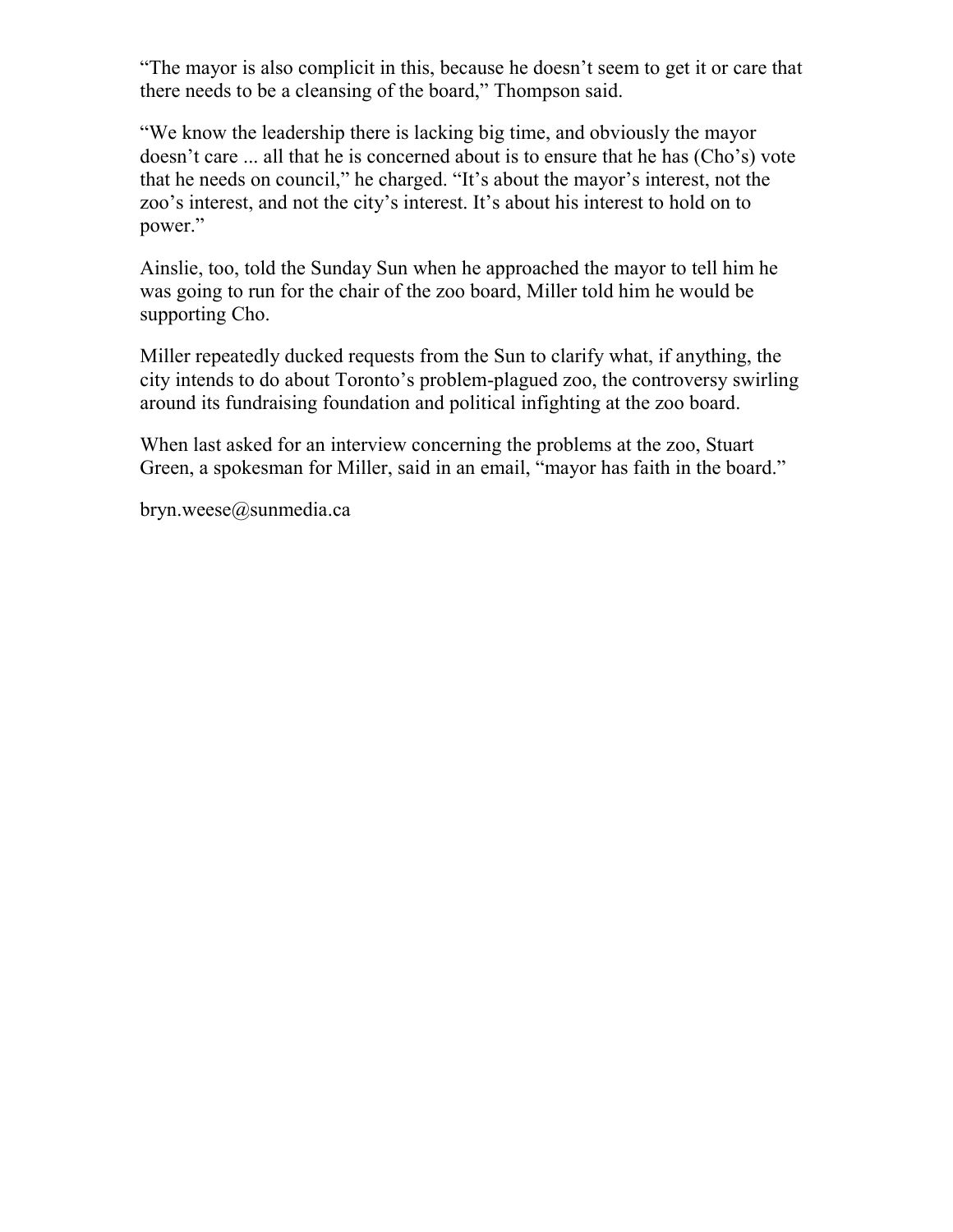"The mayor is also complicit in this, because he doesn't seem to get it or care that there needs to be a cleansing of the board," Thompson said.

"We know the leadership there is lacking big time, and obviously the mayor doesn't care ... all that he is concerned about is to ensure that he has (Cho's) vote that he needs on council," he charged. "It's about the mayor's interest, not the zoo's interest, and not the city's interest. It's about his interest to hold on to power."

Ainslie, too, told the Sunday Sun when he approached the mayor to tell him he was going to run for the chair of the zoo board, Miller told him he would be supporting Cho.

Miller repeatedly ducked requests from the Sun to clarify what, if anything, the city intends to do about Toronto's problem-plagued zoo, the controversy swirling around its fundraising foundation and political infighting at the zoo board.

When last asked for an interview concerning the problems at the zoo, Stuart Green, a spokesman for Miller, said in an email, "mayor has faith in the board."

bryn.weese@sunmedia.ca